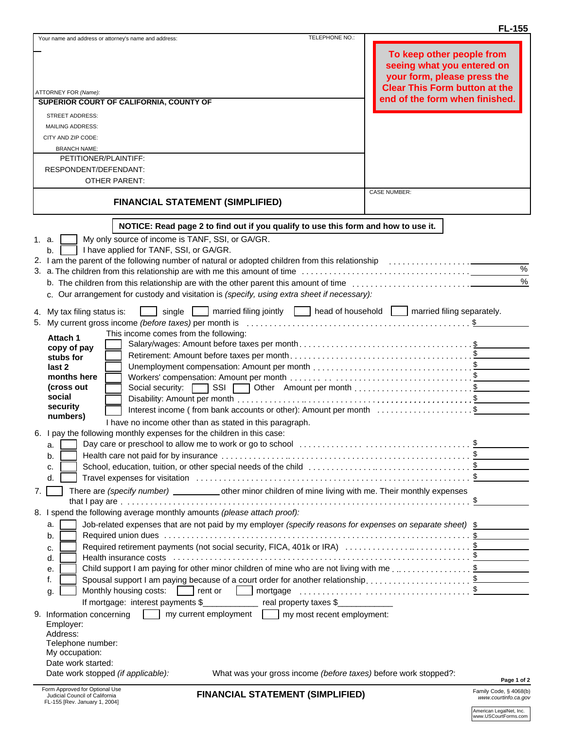FL-155

Your name and address or attorney's name and address: TELEPHONE NO.:

ATTORNEY FOR *(Name)*:

**SUPERIOR COURT OF CALIFORNIA, COUNTY OF**

STREET ADDRESS:

MAILING ADDRESS:

CITY AND ZIP CODE:

BRANCH NAME:

PETITIONER/PLAINTIFF:

RESPONDENT/DEFENDANT:

OTHER PARENT:

**To keep other people from seeing what you entered on your form, please press the Clear This Form button at the end of the form when finished.**

CASE NUMBER:

# FINANCIAL STATEMENT (SIMPLIFIED)

**NOTICE: Read page 2 to find out if you qualify to use this form and how to use it.**

1. a. ☐ My only source of income is TANF, SSI, or GA/GR.
   b. ☐ I have applied for TANF, SSI, or GA/GR.
2. I am the parent of the following number of natural or adopted children from this relationship . . . . . . . . . . . . . . . . . . ________
3. a. The children from this relationship are with me this amount of time . . . . . . . . . . . . . . . . . . . . . . . . . . . . . . . . . . . . . . ________ %
   b. The children from this relationship are with the other parent this amount of time . . . . . . . . . . . . . . . . . . . . . . . . . . ________ %
   c. Our arrangement for custody and visitation is *(specify, using extra sheet if necessary)*:
4. My tax filing status is: ☐ single ☐ married filing jointly ☐ head of household ☐ married filing separately.
5. My current gross income *(before taxes)* per month is . . . . . . . . . . . . . . . . . . . . . . . . . . . . . . . . . . . . . . . . . . . . . $________

   **Attach 1 copy of pay stubs for last 2 months here (cross out social security numbers)**

   This income comes from the following:
   - ☐ Salary/wages: Amount before taxes per month . . . . . . . . . . . . . . . . . . . . . . . . . . . . . . . . . . . . $________
   - ☐ Retirement: Amount before taxes per month . . . . . . . . . . . . . . . . . . . . . . . . . . . . . . . . . . . . . . . $________
   - ☐ Unemployment compensation: Amount per month . . . . . . . . . . . . . . . . . . . . . . . . . . . . . . . . . . $________
   - ☐ Workers' compensation: Amount per month . . . . . . . . . . . . . . . . . . . . . . . . . . . . . . . . . . . . . . . $________
   - ☐ Social security: ☐ SSI ☐ Other Amount per month . . . . . . . . . . . . . . . . . . . . . . . . . . . . . . . . $________
   - ☐ Disability: Amount per month . . . . . . . . . . . . . . . . . . . . . . . . . . . . . . . . . . . . . . . . . . . . . . . . . . . $________
   - ☐ Interest income ( from bank accounts or other): Amount per month . . . . . . . . . . . . . . . . . . . . $________

   I have no income other than as stated in this paragraph.
6. I pay the following monthly expenses for the children in this case:
   a. ☐ Day care or preschool to allow me to work or go to school . . . . . . . . . . . . . . . . . . . . . . . . . . . . . . . . $________
   b. ☐ Health care not paid for by insurance . . . . . . . . . . . . . . . . . . . . . . . . . . . . . . . . . . . . . . . . . . . . . . . $________
   c. ☐ School, education, tuition, or other special needs of the child . . . . . . . . . . . . . . . . . . . . . . . . . . . . . $________
   d. ☐ Travel expenses for visitation . . . . . . . . . . . . . . . . . . . . . . . . . . . . . . . . . . . . . . . . . . . . . . . . . . . . . . $________
7. ☐ There are *(specify number)* __________ other minor children of mine living with me. Their monthly expenses that I pay are . . . . . . . . . . . . . . . . . . . . . . . . . . . . . . . . . . . . . . . . . . . . . . . . . . . . . . . . . . . . . . . . . . . . . . . $________
8. I spend the following average monthly amounts *(please attach proof)*:
   a. ☐ Job-related expenses that are not paid by my employer *(specify reasons for expenses on separate sheet)* $________
   b. ☐ Required union dues . . . . . . . . . . . . . . . . . . . . . . . . . . . . . . . . . . . . . . . . . . . . . . . . . . . . . . . . . . . . . . $________
   c. ☐ Required retirement payments (not social security, FICA, 401k or IRA) . . . . . . . . . . . . . . . . . . . . . . . $________
   d. ☐ Health insurance costs . . . . . . . . . . . . . . . . . . . . . . . . . . . . . . . . . . . . . . . . . . . . . . . . . . . . . . . . . . . . . $________
   e. ☐ Child support I am paying for other minor children of mine who are not living with me . . . . . . . . . . . . . $________
   f. ☐ Spousal support I am paying because of a court order for another relationship . . . . . . . . . . . . . . . . . . $________
   g. ☐ Monthly housing costs: ☐ rent or ☐ mortgage . . . . . . . . . . . . . . . . . . . . . . . . . . . . . . . . . . . . . . . . . $________

      If mortgage: interest payments $____________ real property taxes $____________
9. Information concerning ☐ my current employment ☐ my most recent employment:

   Employer:

   Address:

   Telephone number:

   My occupation:

   Date work started:

   Date work stopped *(if applicable)*: What was your gross income *(before taxes)* before work stopped?:

Form Approved for Optional Use
Judicial Council of California
FL-155 [Rev. January 1, 2004]

**FINANCIAL STATEMENT (SIMPLIFIED)**

Family Code, § 4068(b)
*www.courtinfo.ca.gov*

American LegalNet, Inc.
www.USCourtForms.com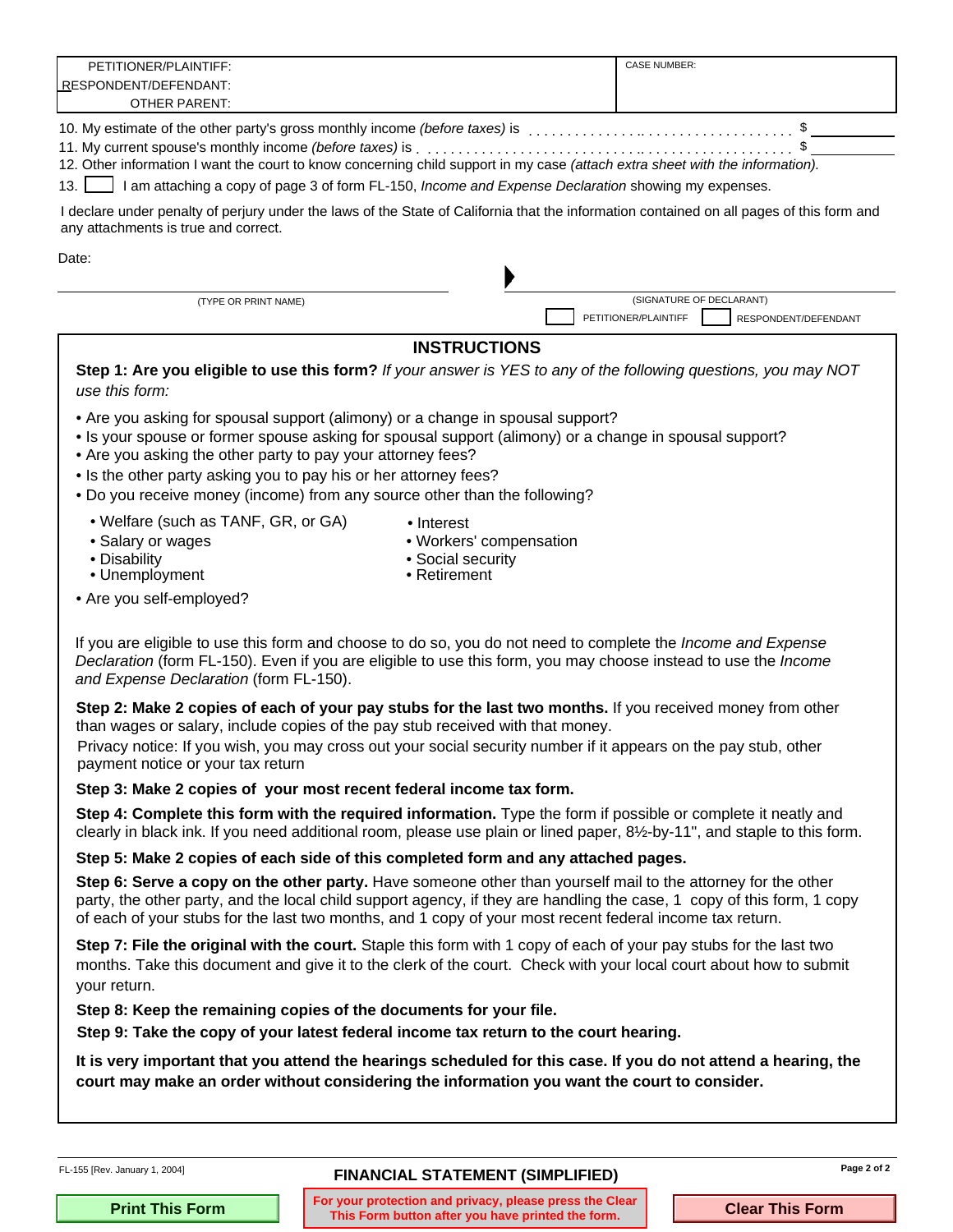| PETITIONER/PLAINTIFF: | CASE NUMBER: |
| --- | --- |
| RESPONDENT/DEFENDANT: | |
| OTHER PARENT: | |

10. My estimate of the other party's gross monthly income *(before taxes)* is . . . . . . . . . . . . . . . . . . . . . . . . . . . . . . . . . . . $ ________

11. My current spouse's monthly income *(before taxes)* is . . . . . . . . . . . . . . . . . . . . . . . . . . . . . . . . . . . . . . . . . . . . . . $ ________

12. Other information I want the court to know concerning child support in my case *(attach extra sheet with the information).*

13. ☐ I am attaching a copy of page 3 of form FL-150, *Income and Expense Declaration* showing my expenses.

I declare under penalty of perjury under the laws of the State of California that the information contained on all pages of this form and any attachments is true and correct.

Date:

(TYPE OR PRINT NAME)

(SIGNATURE OF DECLARANT)

☐ PETITIONER/PLAINTIFF ☐ RESPONDENT/DEFENDANT

## INSTRUCTIONS

**Step 1: Are you eligible to use this form?** *If your answer is YES to any of the following questions, you may NOT use this form:*

- Are you asking for spousal support (alimony) or a change in spousal support?
- Is your spouse or former spouse asking for spousal support (alimony) or a change in spousal support?
- Are you asking the other party to pay your attorney fees?
- Is the other party asking you to pay his or her attorney fees?
- Do you receive money (income) from any source other than the following?
  - Welfare (such as TANF, GR, or GA)
  - Salary or wages
  - Disability
  - Unemployment
  - Interest
  - Workers' compensation
  - Social security
  - Retirement
- Are you self-employed?

If you are eligible to use this form and choose to do so, you do not need to complete the *Income and Expense Declaration* (form FL-150). Even if you are eligible to use this form, you may choose instead to use the *Income and Expense Declaration* (form FL-150).

**Step 2: Make 2 copies of each of your pay stubs for the last two months.** If you received money from other than wages or salary, include copies of the pay stub received with that money.

Privacy notice: If you wish, you may cross out your social security number if it appears on the pay stub, other payment notice or your tax return

**Step 3: Make 2 copies of your most recent federal income tax form.**

**Step 4: Complete this form with the required information.** Type the form if possible or complete it neatly and clearly in black ink. If you need additional room, please use plain or lined paper, 8½-by-11", and staple to this form.

**Step 5: Make 2 copies of each side of this completed form and any attached pages.**

**Step 6: Serve a copy on the other party.** Have someone other than yourself mail to the attorney for the other party, the other party, and the local child support agency, if they are handling the case, 1 copy of this form, 1 copy of each of your stubs for the last two months, and 1 copy of your most recent federal income tax return.

**Step 7: File the original with the court.** Staple this form with 1 copy of each of your pay stubs for the last two months. Take this document and give it to the clerk of the court. Check with your local court about how to submit your return.

**Step 8: Keep the remaining copies of the documents for your file.**

**Step 9: Take the copy of your latest federal income tax return to the court hearing.**

**It is very important that you attend the hearings scheduled for this case. If you do not attend a hearing, the court may make an order without considering the information you want the court to consider.**

FL-155 [Rev. January 1, 2004]

**FINANCIAL STATEMENT (SIMPLIFIED)**

Print This Form

For your protection and privacy, please press the Clear This Form button after you have printed the form.

Clear This Form